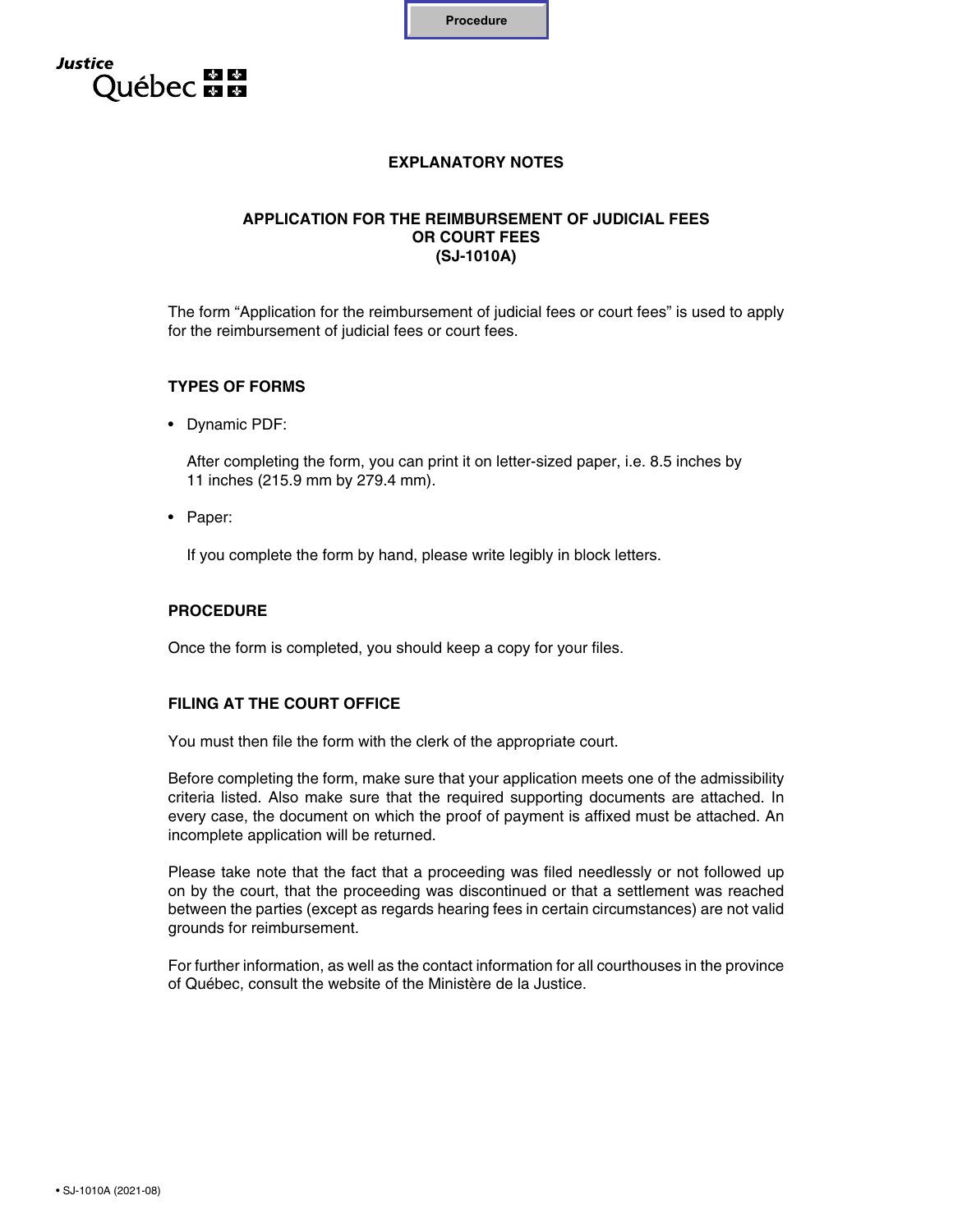Procedure

Justice Québec

# EXPLANATORY NOTES

## APPLICATION FOR THE REIMBURSEMENT OF JUDICIAL FEES OR COURT FEES (SJ-1010A)

The form "Application for the reimbursement of judicial fees or court fees" is used to apply for the reimbursement of judicial fees or court fees.

### TYPES OF FORMS

- Dynamic PDF:

  After completing the form, you can print it on letter-sized paper, i.e. 8.5 inches by 11 inches (215.9 mm by 279.4 mm).

- Paper:

  If you complete the form by hand, please write legibly in block letters.

### PROCEDURE

Once the form is completed, you should keep a copy for your files.

### FILING AT THE COURT OFFICE

You must then file the form with the clerk of the appropriate court.

Before completing the form, make sure that your application meets one of the admissibility criteria listed. Also make sure that the required supporting documents are attached. In every case, the document on which the proof of payment is affixed must be attached. An incomplete application will be returned.

Please take note that the fact that a proceeding was filed needlessly or not followed up on by the court, that the proceeding was discontinued or that a settlement was reached between the parties (except as regards hearing fees in certain circumstances) are not valid grounds for reimbursement.

For further information, as well as the contact information for all courthouses in the province of Québec, consult the website of the Ministère de la Justice.

• SJ-1010A (2021-08)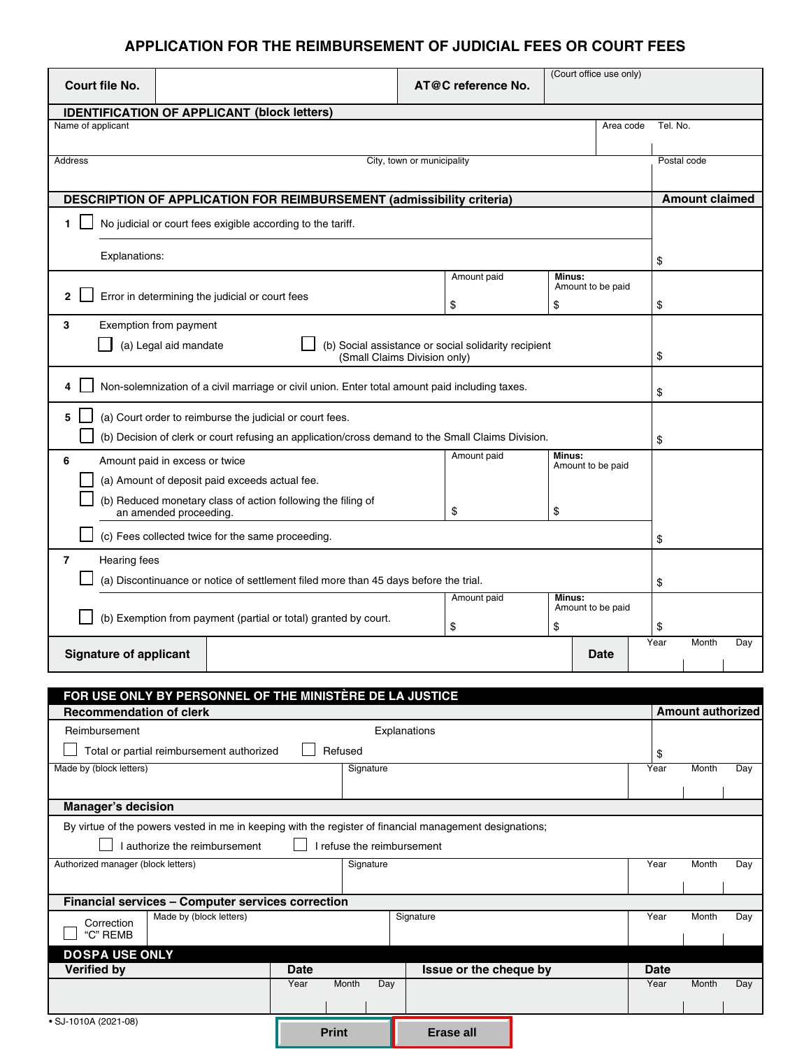# APPLICATION FOR THE REIMBURSEMENT OF JUDICIAL FEES OR COURT FEES

| Court file No. | | AT@C reference No. | (Court office use only) |
|---|---|---|---|

## IDENTIFICATION OF APPLICANT (block letters)

| | | | |
|---|---|---|---|
| Name of applicant | | Area code | Tel. No. |
| Address | City, town or municipality | | Postal code |

## DESCRIPTION OF APPLICATION FOR REIMBURSEMENT (admissibility criteria)

| | | | | Amount claimed |
|---|---|---|---|---|
| 1 | ☐ No judicial or court fees exigible according to the tariff.<br>Explanations: | | | $ |
| 2 | ☐ Error in determining the judicial or court fees | Amount paid<br>$ | **Minus:** Amount to be paid<br>$ | $ |
| 3 | Exemption from payment<br>☐ (a) Legal aid mandate ☐ (b) Social assistance or social solidarity recipient (Small Claims Division only) | | | $ |
| 4 | ☐ Non-solemnization of a civil marriage or civil union. Enter total amount paid including taxes. | | | $ |
| 5 | ☐ (a) Court order to reimburse the judicial or court fees.<br>☐ (b) Decision of clerk or court refusing an application/cross demand to the Small Claims Division. | | | $ |
| 6 | Amount paid in excess or twice<br>☐ (a) Amount of deposit paid exceeds actual fee.<br>☐ (b) Reduced monetary class of action following the filing of an amended proceeding. | Amount paid<br>$ | **Minus:** Amount to be paid<br>$ | |
| | ☐ (c) Fees collected twice for the same proceeding. | | | $ |
| 7 | Hearing fees<br>☐ (a) Discontinuance or notice of settlement filed more than 45 days before the trial. | | | $ |
| | ☐ (b) Exemption from payment (partial or total) granted by court. | Amount paid<br>$ | **Minus:** Amount to be paid<br>$ | $ |

| Signature of applicant | | Date | Year | Month | Day |
|---|---|---|---|---|---|

## FOR USE ONLY BY PERSONNEL OF THE MINISTÈRE DE LA JUSTICE

### Recommendation of clerk

| | | Amount authorized |
|---|---|---|
| Reimbursement<br>☐ Total or partial reimbursement authorized ☐ Refused | Explanations | $ |
| Made by (block letters) | Signature | Year / Month / Day |

### Manager's decision

By virtue of the powers vested in me in keeping with the register of financial management designations;

☐ I authorize the reimbursement ☐ I refuse the reimbursement

| Authorized manager (block letters) | Signature | Year | Month | Day |
|---|---|---|---|---|

### Financial services – Computer services correction

| ☐ Correction "C" REMB | Made by (block letters) | Signature | Year | Month | Day |
|---|---|---|---|---|---|

### DOSPA USE ONLY

| Verified by | Date (Year / Month / Day) | Issue or the cheque by | Date (Year / Month / Day) |
|---|---|---|---|
| | | | |

• SJ-1010A (2021-08)

Print Erase all